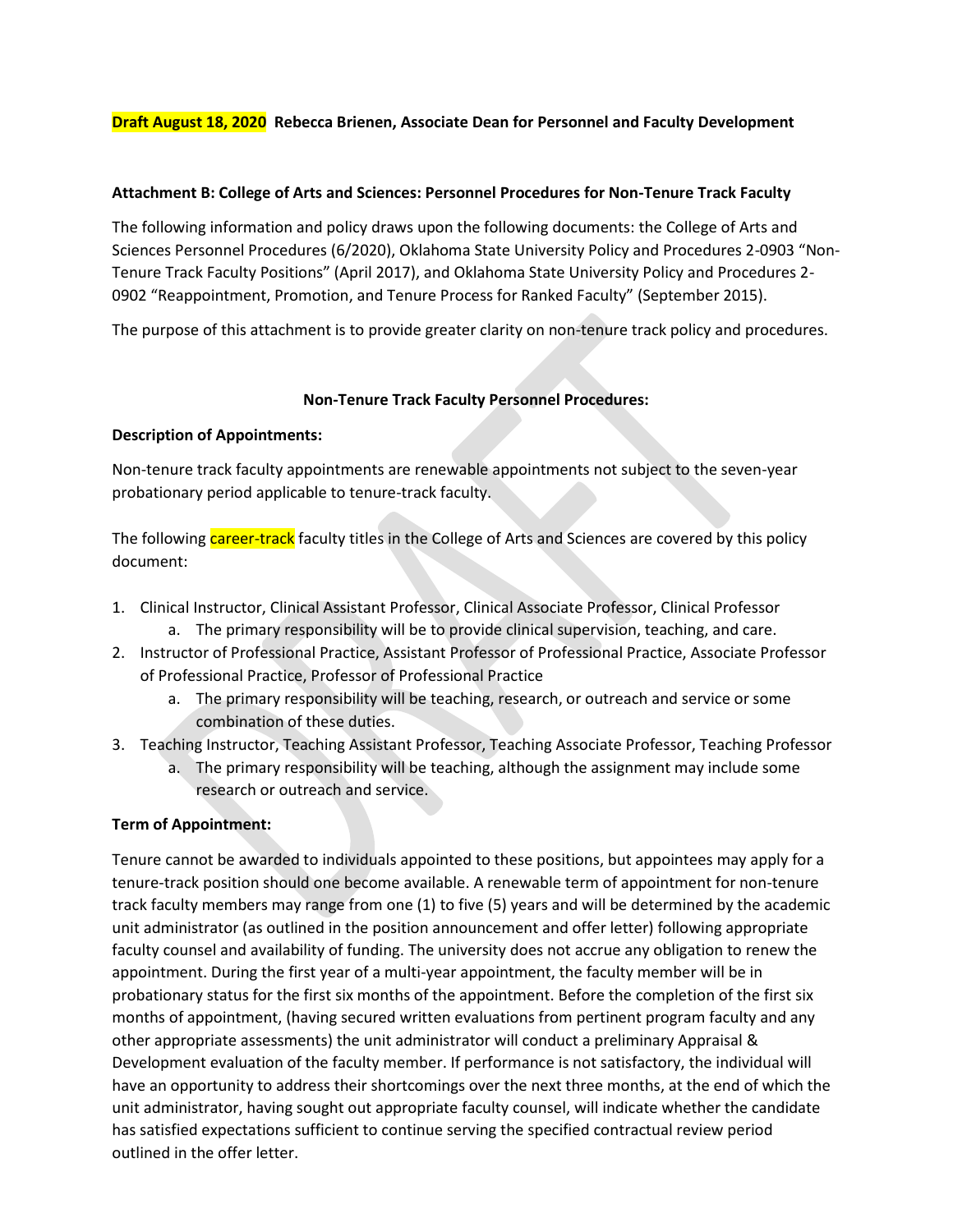**Draft August 18, 2020 Rebecca Brienen, Associate Dean for Personnel and Faculty Development**

**Attachment B: College of Arts and Sciences: Personnel Procedures for Non-Tenure Track Faculty**

The following information and policy draws upon the following documents: the College of Arts and Sciences Personnel Procedures (6/2020), Oklahoma State University Policy and Procedures 2-0903 "Non-Tenure Track Faculty Positions" (April 2017), and Oklahoma State University Policy and Procedures 2-0902 "Reappointment, Promotion, and Tenure Process for Ranked Faculty" (September 2015).

The purpose of this attachment is to provide greater clarity on non-tenure track policy and procedures.

**Non-Tenure Track Faculty Personnel Procedures:**

**Description of Appointments:**

Non-tenure track faculty appointments are renewable appointments not subject to the seven-year probationary period applicable to tenure-track faculty.

The following career-track faculty titles in the College of Arts and Sciences are covered by this policy document:

1. Clinical Instructor, Clinical Assistant Professor, Clinical Associate Professor, Clinical Professor
   a. The primary responsibility will be to provide clinical supervision, teaching, and care.
2. Instructor of Professional Practice, Assistant Professor of Professional Practice, Associate Professor of Professional Practice, Professor of Professional Practice
   a. The primary responsibility will be teaching, research, or outreach and service or some combination of these duties.
3. Teaching Instructor, Teaching Assistant Professor, Teaching Associate Professor, Teaching Professor
   a. The primary responsibility will be teaching, although the assignment may include some research or outreach and service.

**Term of Appointment:**

Tenure cannot be awarded to individuals appointed to these positions, but appointees may apply for a tenure-track position should one become available. A renewable term of appointment for non-tenure track faculty members may range from one (1) to five (5) years and will be determined by the academic unit administrator (as outlined in the position announcement and offer letter) following appropriate faculty counsel and availability of funding. The university does not accrue any obligation to renew the appointment. During the first year of a multi-year appointment, the faculty member will be in probationary status for the first six months of the appointment. Before the completion of the first six months of appointment, (having secured written evaluations from pertinent program faculty and any other appropriate assessments) the unit administrator will conduct a preliminary Appraisal & Development evaluation of the faculty member. If performance is not satisfactory, the individual will have an opportunity to address their shortcomings over the next three months, at the end of which the unit administrator, having sought out appropriate faculty counsel, will indicate whether the candidate has satisfied expectations sufficient to continue serving the specified contractual review period outlined in the offer letter.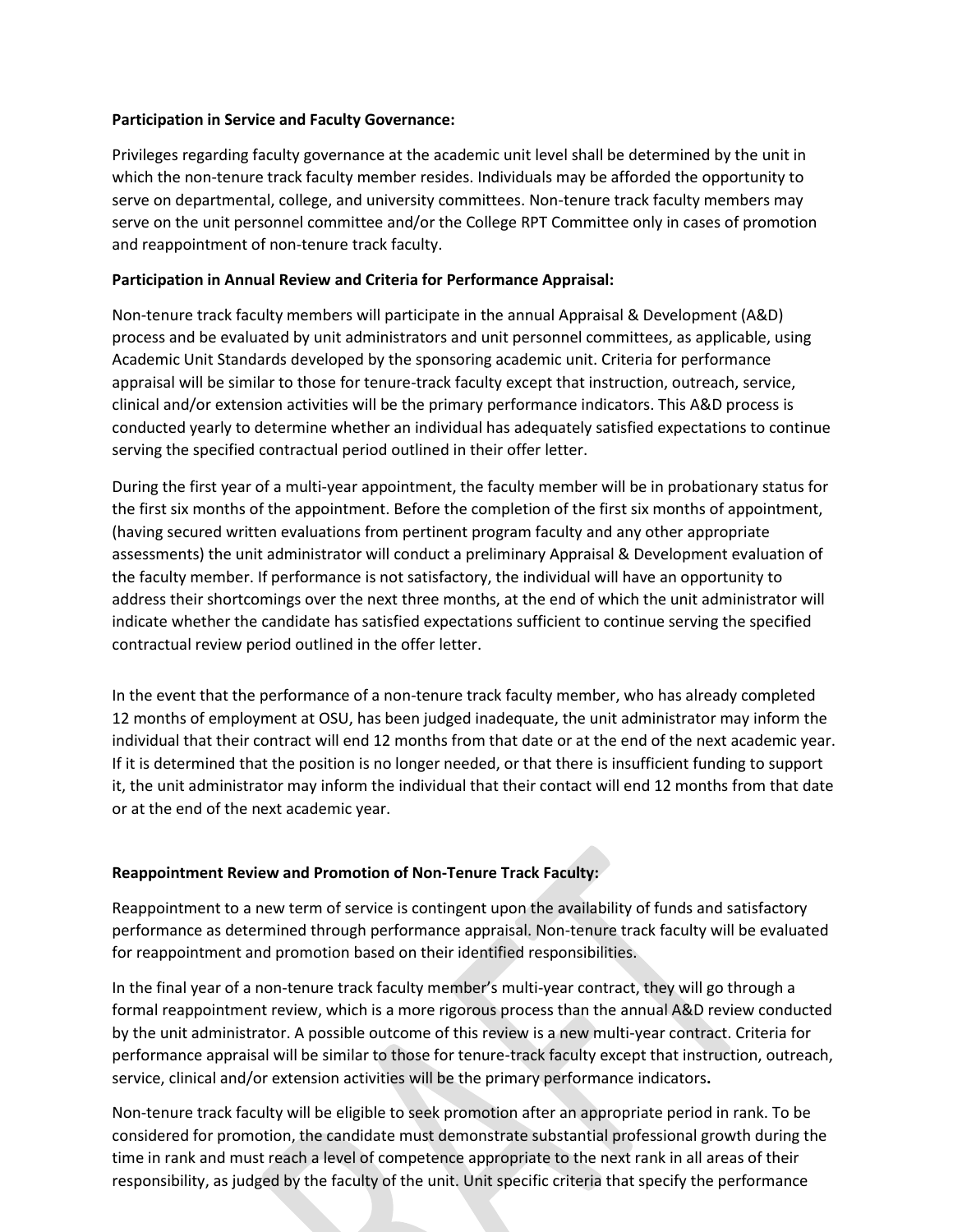**Participation in Service and Faculty Governance:**

Privileges regarding faculty governance at the academic unit level shall be determined by the unit in which the non-tenure track faculty member resides. Individuals may be afforded the opportunity to serve on departmental, college, and university committees. Non-tenure track faculty members may serve on the unit personnel committee and/or the College RPT Committee only in cases of promotion and reappointment of non-tenure track faculty.

**Participation in Annual Review and Criteria for Performance Appraisal:**

Non-tenure track faculty members will participate in the annual Appraisal & Development (A&D) process and be evaluated by unit administrators and unit personnel committees, as applicable, using Academic Unit Standards developed by the sponsoring academic unit. Criteria for performance appraisal will be similar to those for tenure-track faculty except that instruction, outreach, service, clinical and/or extension activities will be the primary performance indicators. This A&D process is conducted yearly to determine whether an individual has adequately satisfied expectations to continue serving the specified contractual period outlined in their offer letter.

During the first year of a multi-year appointment, the faculty member will be in probationary status for the first six months of the appointment. Before the completion of the first six months of appointment, (having secured written evaluations from pertinent program faculty and any other appropriate assessments) the unit administrator will conduct a preliminary Appraisal & Development evaluation of the faculty member. If performance is not satisfactory, the individual will have an opportunity to address their shortcomings over the next three months, at the end of which the unit administrator will indicate whether the candidate has satisfied expectations sufficient to continue serving the specified contractual review period outlined in the offer letter.

In the event that the performance of a non-tenure track faculty member, who has already completed 12 months of employment at OSU, has been judged inadequate, the unit administrator may inform the individual that their contract will end 12 months from that date or at the end of the next academic year. If it is determined that the position is no longer needed, or that there is insufficient funding to support it, the unit administrator may inform the individual that their contact will end 12 months from that date or at the end of the next academic year.

**Reappointment Review and Promotion of Non-Tenure Track Faculty:**

Reappointment to a new term of service is contingent upon the availability of funds and satisfactory performance as determined through performance appraisal. Non-tenure track faculty will be evaluated for reappointment and promotion based on their identified responsibilities.

In the final year of a non-tenure track faculty member's multi-year contract, they will go through a formal reappointment review, which is a more rigorous process than the annual A&D review conducted by the unit administrator. A possible outcome of this review is a new multi-year contract. Criteria for performance appraisal will be similar to those for tenure-track faculty except that instruction, outreach, service, clinical and/or extension activities will be the primary performance indicators**.**

Non-tenure track faculty will be eligible to seek promotion after an appropriate period in rank. To be considered for promotion, the candidate must demonstrate substantial professional growth during the time in rank and must reach a level of competence appropriate to the next rank in all areas of their responsibility, as judged by the faculty of the unit. Unit specific criteria that specify the performance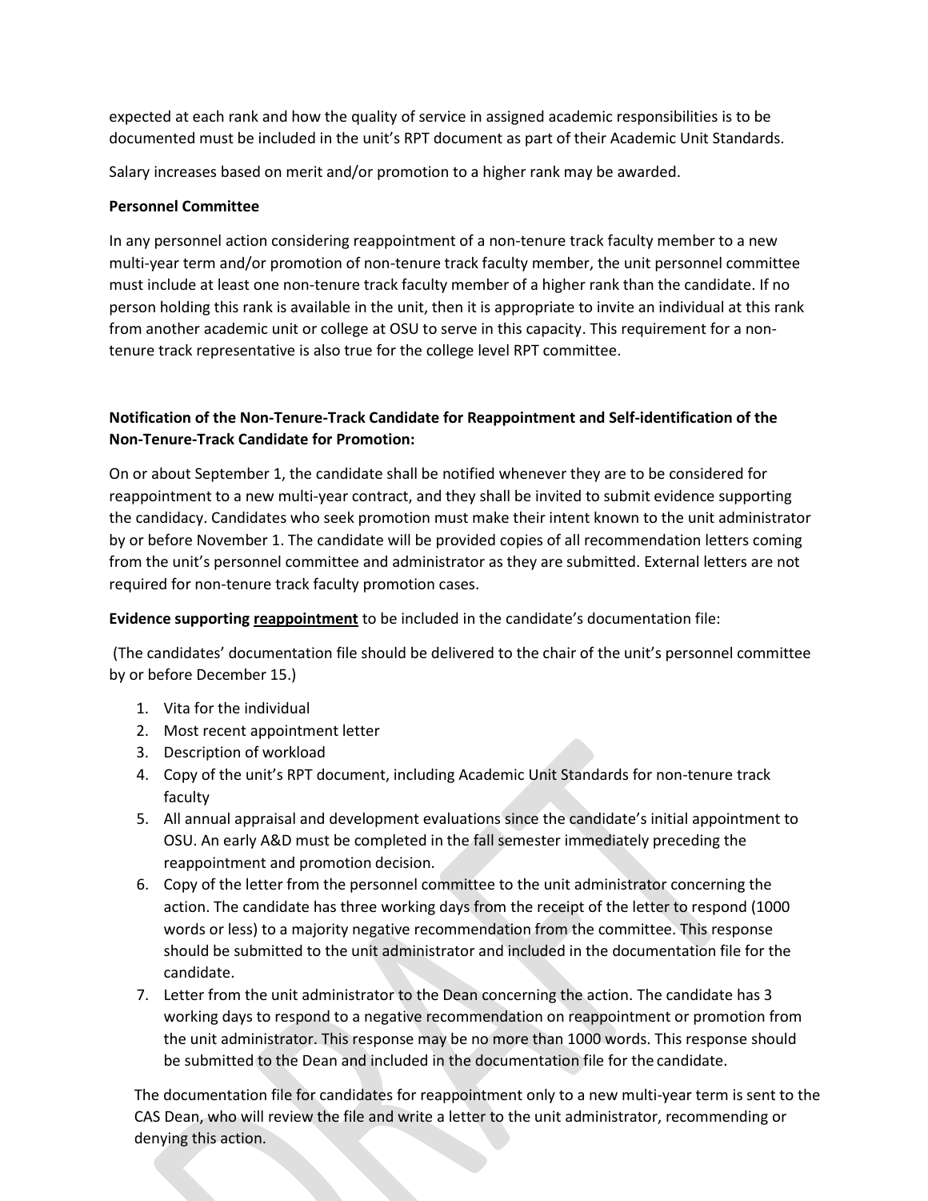expected at each rank and how the quality of service in assigned academic responsibilities is to be documented must be included in the unit's RPT document as part of their Academic Unit Standards.

Salary increases based on merit and/or promotion to a higher rank may be awarded.

**Personnel Committee**

In any personnel action considering reappointment of a non-tenure track faculty member to a new multi-year term and/or promotion of non-tenure track faculty member, the unit personnel committee must include at least one non-tenure track faculty member of a higher rank than the candidate. If no person holding this rank is available in the unit, then it is appropriate to invite an individual at this rank from another academic unit or college at OSU to serve in this capacity. This requirement for a non-tenure track representative is also true for the college level RPT committee.

**Notification of the Non-Tenure-Track Candidate for Reappointment and Self-identification of the Non-Tenure-Track Candidate for Promotion:**

On or about September 1, the candidate shall be notified whenever they are to be considered for reappointment to a new multi-year contract, and they shall be invited to submit evidence supporting the candidacy. Candidates who seek promotion must make their intent known to the unit administrator by or before November 1. The candidate will be provided copies of all recommendation letters coming from the unit's personnel committee and administrator as they are submitted. External letters are not required for non-tenure track faculty promotion cases.

**Evidence supporting <u>reappointment</u>** to be included in the candidate's documentation file:

(The candidates' documentation file should be delivered to the chair of the unit's personnel committee by or before December 15.)

1. Vita for the individual
2. Most recent appointment letter
3. Description of workload
4. Copy of the unit's RPT document, including Academic Unit Standards for non-tenure track faculty
5. All annual appraisal and development evaluations since the candidate's initial appointment to OSU. An early A&D must be completed in the fall semester immediately preceding the reappointment and promotion decision.
6. Copy of the letter from the personnel committee to the unit administrator concerning the action. The candidate has three working days from the receipt of the letter to respond (1000 words or less) to a majority negative recommendation from the committee. This response should be submitted to the unit administrator and included in the documentation file for the candidate.
7. Letter from the unit administrator to the Dean concerning the action. The candidate has 3 working days to respond to a negative recommendation on reappointment or promotion from the unit administrator. This response may be no more than 1000 words. This response should be submitted to the Dean and included in the documentation file for the candidate.

The documentation file for candidates for reappointment only to a new multi-year term is sent to the CAS Dean, who will review the file and write a letter to the unit administrator, recommending or denying this action.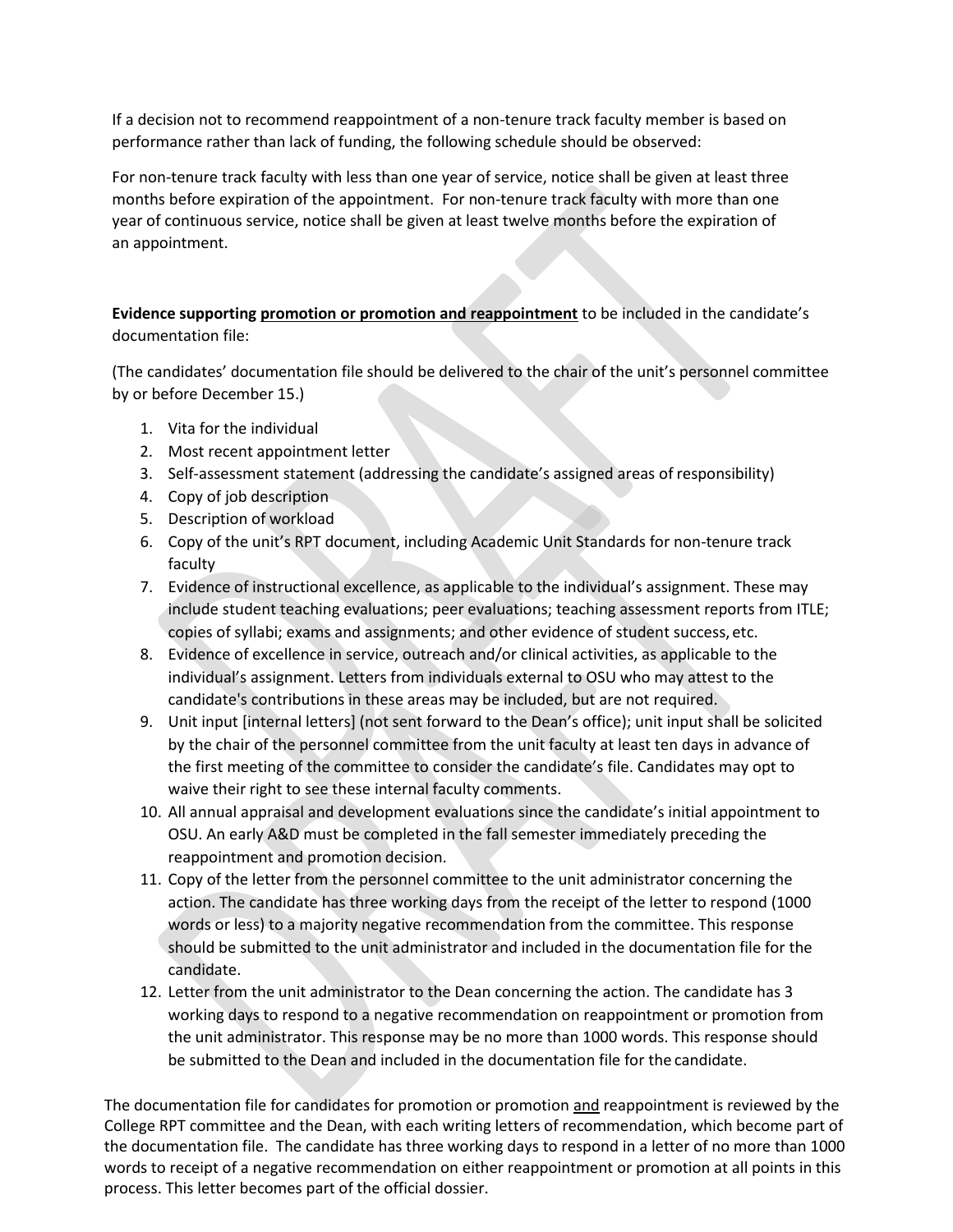If a decision not to recommend reappointment of a non-tenure track faculty member is based on performance rather than lack of funding, the following schedule should be observed:

For non-tenure track faculty with less than one year of service, notice shall be given at least three months before expiration of the appointment. For non-tenure track faculty with more than one year of continuous service, notice shall be given at least twelve months before the expiration of an appointment.

**Evidence supporting <u>promotion or promotion and reappointment</u>** to be included in the candidate's documentation file:

(The candidates' documentation file should be delivered to the chair of the unit's personnel committee by or before December 15.)

1. Vita for the individual
2. Most recent appointment letter
3. Self-assessment statement (addressing the candidate's assigned areas of responsibility)
4. Copy of job description
5. Description of workload
6. Copy of the unit's RPT document, including Academic Unit Standards for non-tenure track faculty
7. Evidence of instructional excellence, as applicable to the individual's assignment. These may include student teaching evaluations; peer evaluations; teaching assessment reports from ITLE; copies of syllabi; exams and assignments; and other evidence of student success, etc.
8. Evidence of excellence in service, outreach and/or clinical activities, as applicable to the individual's assignment. Letters from individuals external to OSU who may attest to the candidate's contributions in these areas may be included, but are not required.
9. Unit input [internal letters] (not sent forward to the Dean's office); unit input shall be solicited by the chair of the personnel committee from the unit faculty at least ten days in advance of the first meeting of the committee to consider the candidate's file. Candidates may opt to waive their right to see these internal faculty comments.
10. All annual appraisal and development evaluations since the candidate's initial appointment to OSU. An early A&D must be completed in the fall semester immediately preceding the reappointment and promotion decision.
11. Copy of the letter from the personnel committee to the unit administrator concerning the action. The candidate has three working days from the receipt of the letter to respond (1000 words or less) to a majority negative recommendation from the committee. This response should be submitted to the unit administrator and included in the documentation file for the candidate.
12. Letter from the unit administrator to the Dean concerning the action. The candidate has 3 working days to respond to a negative recommendation on reappointment or promotion from the unit administrator. This response may be no more than 1000 words. This response should be submitted to the Dean and included in the documentation file for the candidate.

The documentation file for candidates for promotion or promotion <u>and</u> reappointment is reviewed by the College RPT committee and the Dean, with each writing letters of recommendation, which become part of the documentation file. The candidate has three working days to respond in a letter of no more than 1000 words to receipt of a negative recommendation on either reappointment or promotion at all points in this process. This letter becomes part of the official dossier.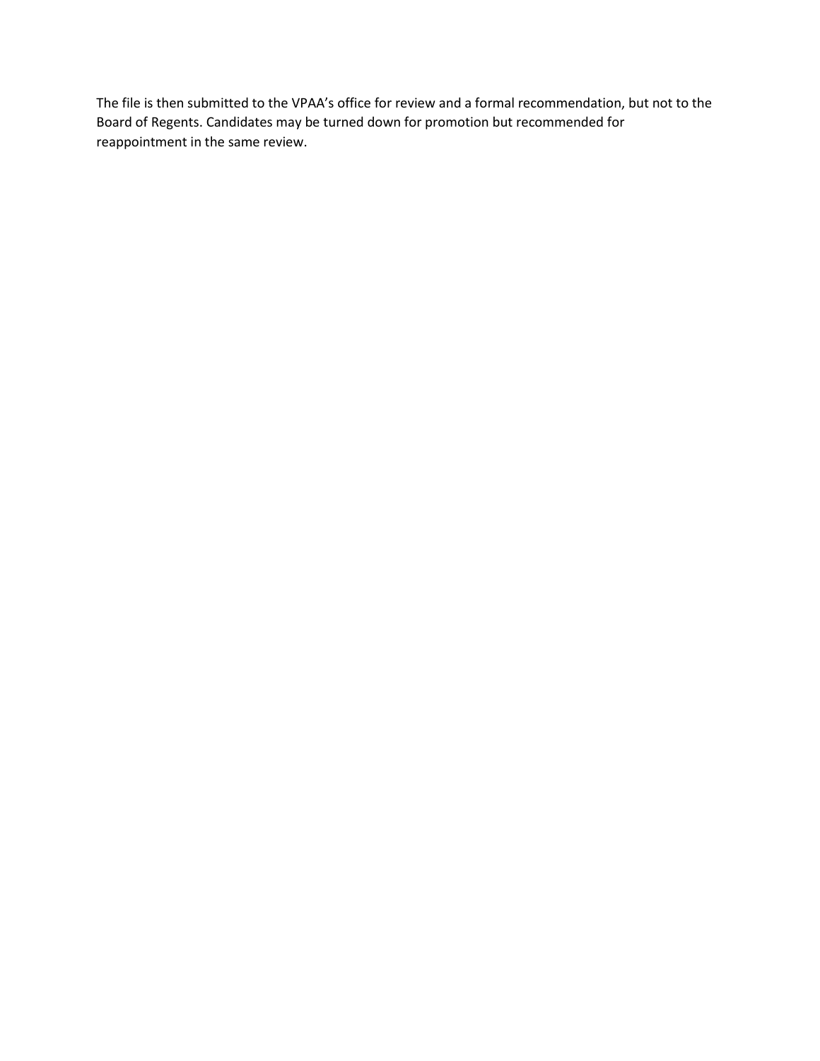The file is then submitted to the VPAA's office for review and a formal recommendation, but not to the Board of Regents. Candidates may be turned down for promotion but recommended for reappointment in the same review.